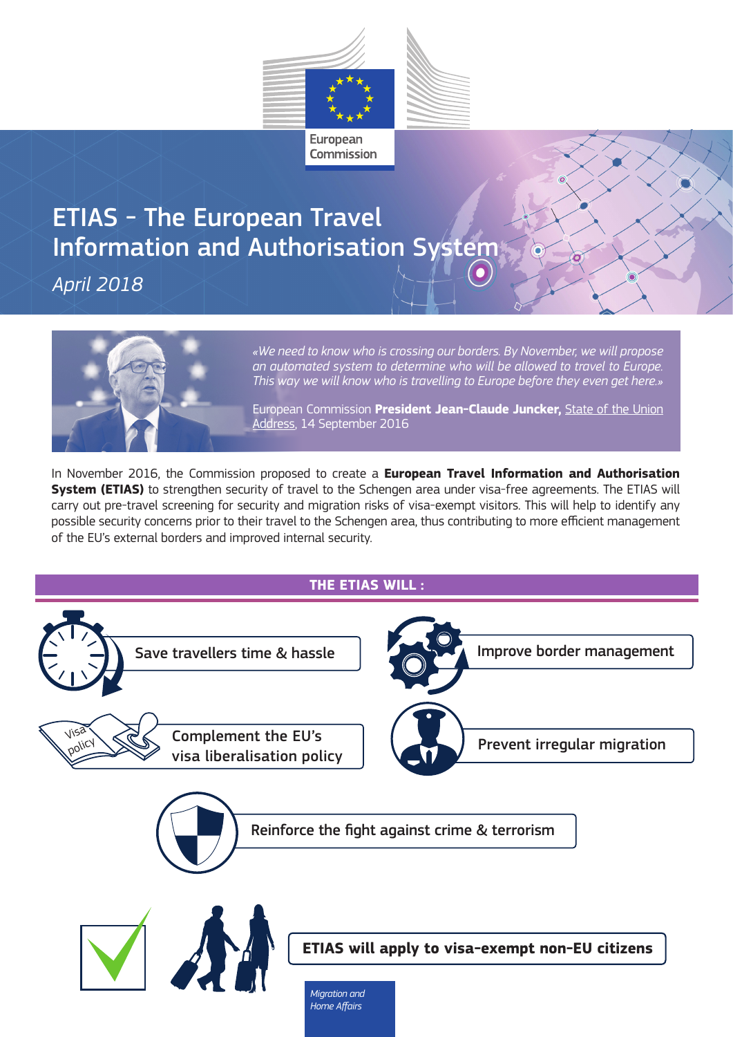European Commission

# ETIAS - The European Travel Information and Authorisation System

*April 2018*

*«We need to know who is crossing our borders. By November, we will propose an automated system to determine who will be allowed to travel to Europe. This way we will know who is travelling to Europe before they even get here.»*

European Commission **President Jean-Claude Juncker,** State of the Union Address, 14 September 2016

In November 2016, the Commission proposed to create a **European Travel Information and Authorisation System (ETIAS)** to strengthen security of travel to the Schengen area under visa-free agreements. The ETIAS will carry out pre-travel screening for security and migration risks of visa-exempt visitors. This will help to identify any possible security concerns prior to their travel to the Schengen area, thus contributing to more efficient management of the EU's external borders and improved internal security.

## THE ETIAS WILL :

- Save travellers time & hassle
- Improve border management
- Complement the EU's visa liberalisation policy
- Prevent irregular migration
- Reinforce the fight against crime & terrorism

**ETIAS will apply to visa-exempt non-EU citizens**

*Migration and Home Affairs*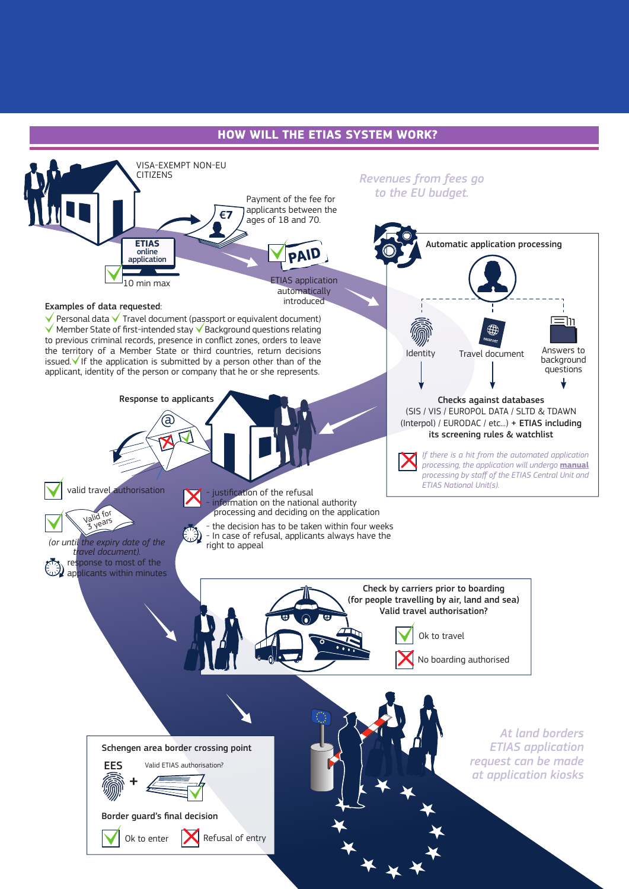## HOW WILL THE ETIAS SYSTEM WORK?

VISA-EXEMPT NON-EU CITIZENS

**ETIAS online application**

10 min max

€7

Payment of the fee for applicants between the ages of 18 and 70.

PAID

ETIAS application automatically introduced

*Revenues from fees go to the EU budget.*

**Examples of data requested**:

✓ Personal data ✓ Travel document (passport or equivalent document) ✓ Member State of first-intended stay ✓ Background questions relating to previous criminal records, presence in conflict zones, orders to leave the territory of a Member State or third countries, return decisions issued. ✓ If the application is submitted by a person other than of the applicant, identity of the person or company that he or she represents.

**Automatic application processing**

- Identity
- Travel document
- Answers to background questions

**Checks against databases**

(SIS / VIS / EUROPOL DATA / SLTD & TDAWN (Interpol) / EURODAC / etc...) + **ETIAS including its screening rules & watchlist**

*If there is a hit from the automated application processing, the application will undergo* ***manual*** *processing by staff of the ETIAS Central Unit and ETIAS National Unit(s).*

**Response to applicants**

✓ valid travel authorisation

✓ Valid for 3 years

*(or until the expiry date of the travel document).*

response to most of the applicants within minutes

✗
- justification of the refusal
- information on the national authority processing and deciding on the application

- the decision has to be taken within four weeks
- In case of refusal, applicants always have the right to appeal

**Check by carriers prior to boarding (for people travelling by air, land and sea) Valid travel authorisation?**

✓ Ok to travel

✗ No boarding authorised

**Schengen area border crossing point**

EES + Valid ETIAS authorisation?

**Border guard's final decision**

✓ Ok to enter ✗ Refusal of entry

*At land borders ETIAS application request can be made at application kiosks*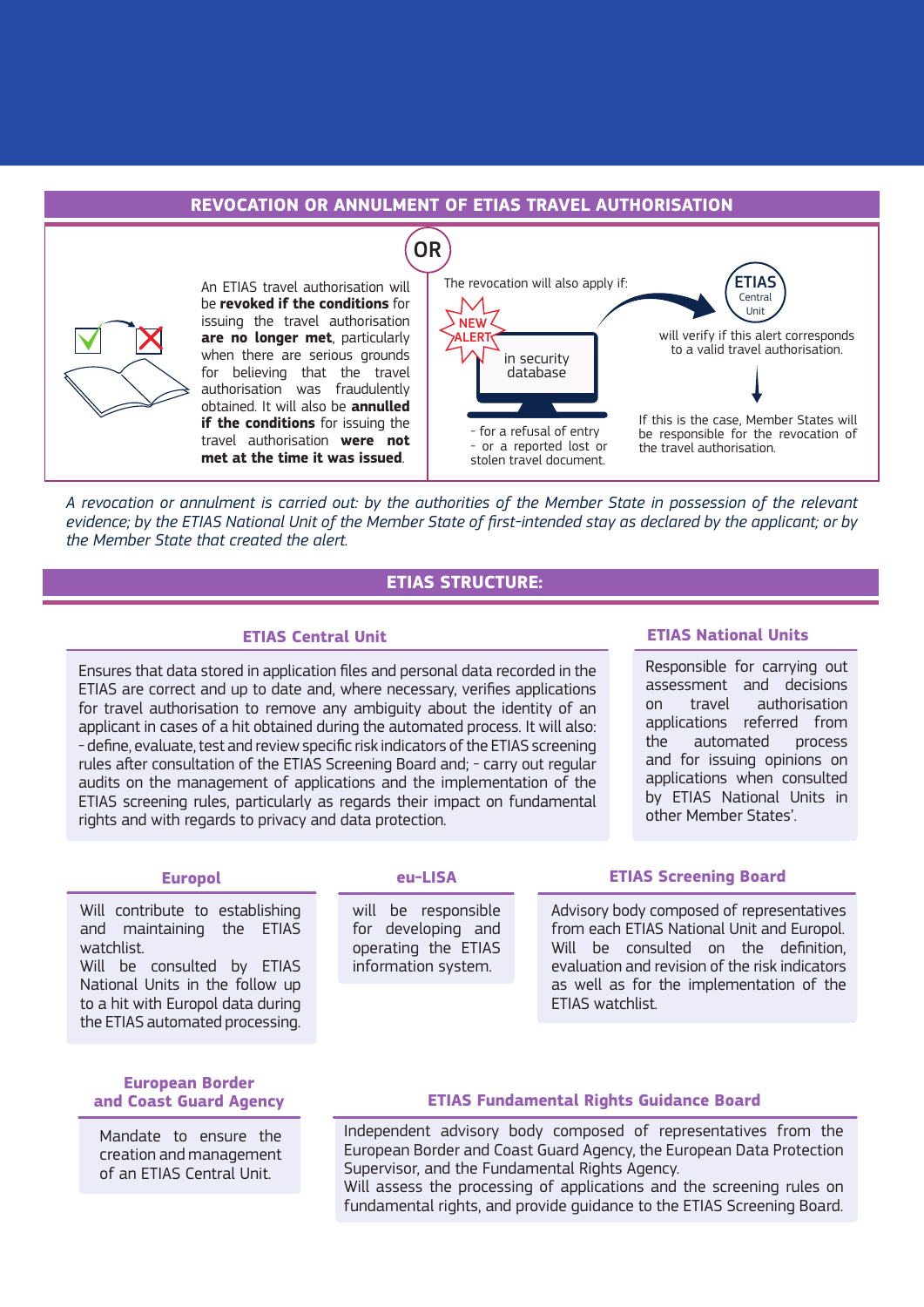## REVOCATION OR ANNULMENT OF ETIAS TRAVEL AUTHORISATION

An ETIAS travel authorisation will be **revoked if the conditions** for issuing the travel authorisation **are no longer met**, particularly when there are serious grounds for believing that the travel authorisation was fraudulently obtained. It will also be **annulled if the conditions** for issuing the travel authorisation **were not met at the time it was issued**.

OR

The revocation will also apply if:

NEW ALERT in security database

- for a refusal of entry
- or a reported lost or stolen travel document.

ETIAS Central Unit will verify if this alert corresponds to a valid travel authorisation.

If this is the case, Member States will be responsible for the revocation of the travel authorisation.

*A revocation or annulment is carried out: by the authorities of the Member State in possession of the relevant evidence; by the ETIAS National Unit of the Member State of first-intended stay as declared by the applicant; or by the Member State that created the alert.*

## ETIAS STRUCTURE:

### ETIAS Central Unit

Ensures that data stored in application files and personal data recorded in the ETIAS are correct and up to date and, where necessary, verifies applications for travel authorisation to remove any ambiguity about the identity of an applicant in cases of a hit obtained during the automated process. It will also:
- define, evaluate, test and review specific risk indicators of the ETIAS screening rules after consultation of the ETIAS Screening Board and; - carry out regular audits on the management of applications and the implementation of the ETIAS screening rules, particularly as regards their impact on fundamental rights and with regards to privacy and data protection.

### ETIAS National Units

Responsible for carrying out assessment and decisions on travel authorisation applications referred from the automated process and for issuing opinions on applications when consulted by ETIAS National Units in other Member States'.

### Europol

Will contribute to establishing and maintaining the ETIAS watchlist.
Will be consulted by ETIAS National Units in the follow up to a hit with Europol data during the ETIAS automated processing.

### eu-LISA

will be responsible for developing and operating the ETIAS information system.

### ETIAS Screening Board

Advisory body composed of representatives from each ETIAS National Unit and Europol. Will be consulted on the definition, evaluation and revision of the risk indicators as well as for the implementation of the ETIAS watchlist.

### European Border and Coast Guard Agency

Mandate to ensure the creation and management of an ETIAS Central Unit.

### ETIAS Fundamental Rights Guidance Board

Independent advisory body composed of representatives from the European Border and Coast Guard Agency, the European Data Protection Supervisor, and the Fundamental Rights Agency.
Will assess the processing of applications and the screening rules on fundamental rights, and provide guidance to the ETIAS Screening Board.